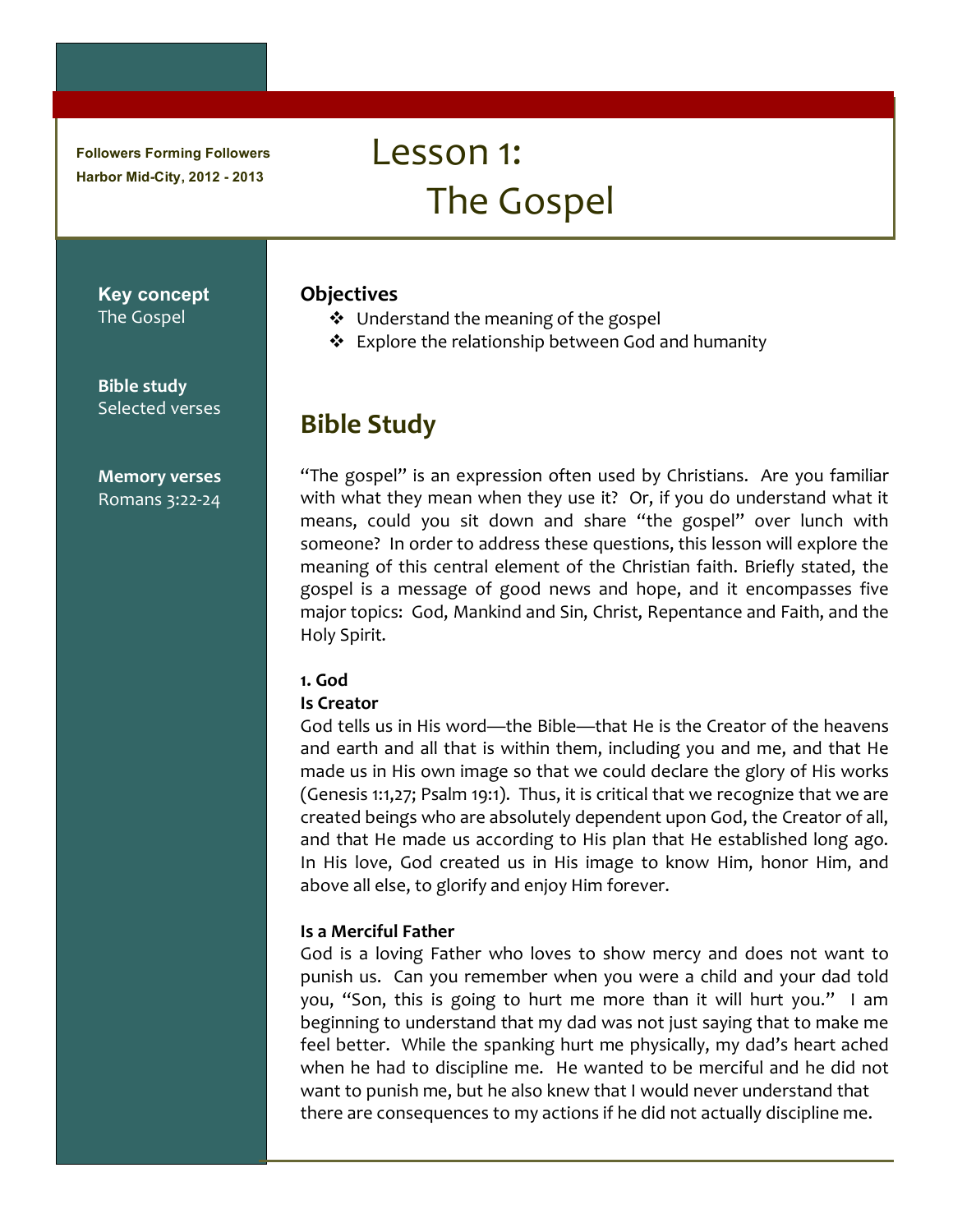**Followers Forming Followers**
**Harbor Mid-City, 2012 - 2013**

# Lesson 1: The Gospel

**Key concept**
The Gospel

**Bible study**
Selected verses

**Memory verses**
Romans 3:22-24

### Objectives

- Understand the meaning of the gospel
- Explore the relationship between God and humanity

## Bible Study

"The gospel" is an expression often used by Christians. Are you familiar with what they mean when they use it? Or, if you do understand what it means, could you sit down and share "the gospel" over lunch with someone? In order to address these questions, this lesson will explore the meaning of this central element of the Christian faith. Briefly stated, the gospel is a message of good news and hope, and it encompasses five major topics: God, Mankind and Sin, Christ, Repentance and Faith, and the Holy Spirit.

**1. God**

**Is Creator**

God tells us in His word—the Bible—that He is the Creator of the heavens and earth and all that is within them, including you and me, and that He made us in His own image so that we could declare the glory of His works (Genesis 1:1,27; Psalm 19:1). Thus, it is critical that we recognize that we are created beings who are absolutely dependent upon God, the Creator of all, and that He made us according to His plan that He established long ago. In His love, God created us in His image to know Him, honor Him, and above all else, to glorify and enjoy Him forever.

**Is a Merciful Father**

God is a loving Father who loves to show mercy and does not want to punish us. Can you remember when you were a child and your dad told you, "Son, this is going to hurt me more than it will hurt you." I am beginning to understand that my dad was not just saying that to make me feel better. While the spanking hurt me physically, my dad's heart ached when he had to discipline me. He wanted to be merciful and he did not want to punish me, but he also knew that I would never understand that there are consequences to my actions if he did not actually discipline me.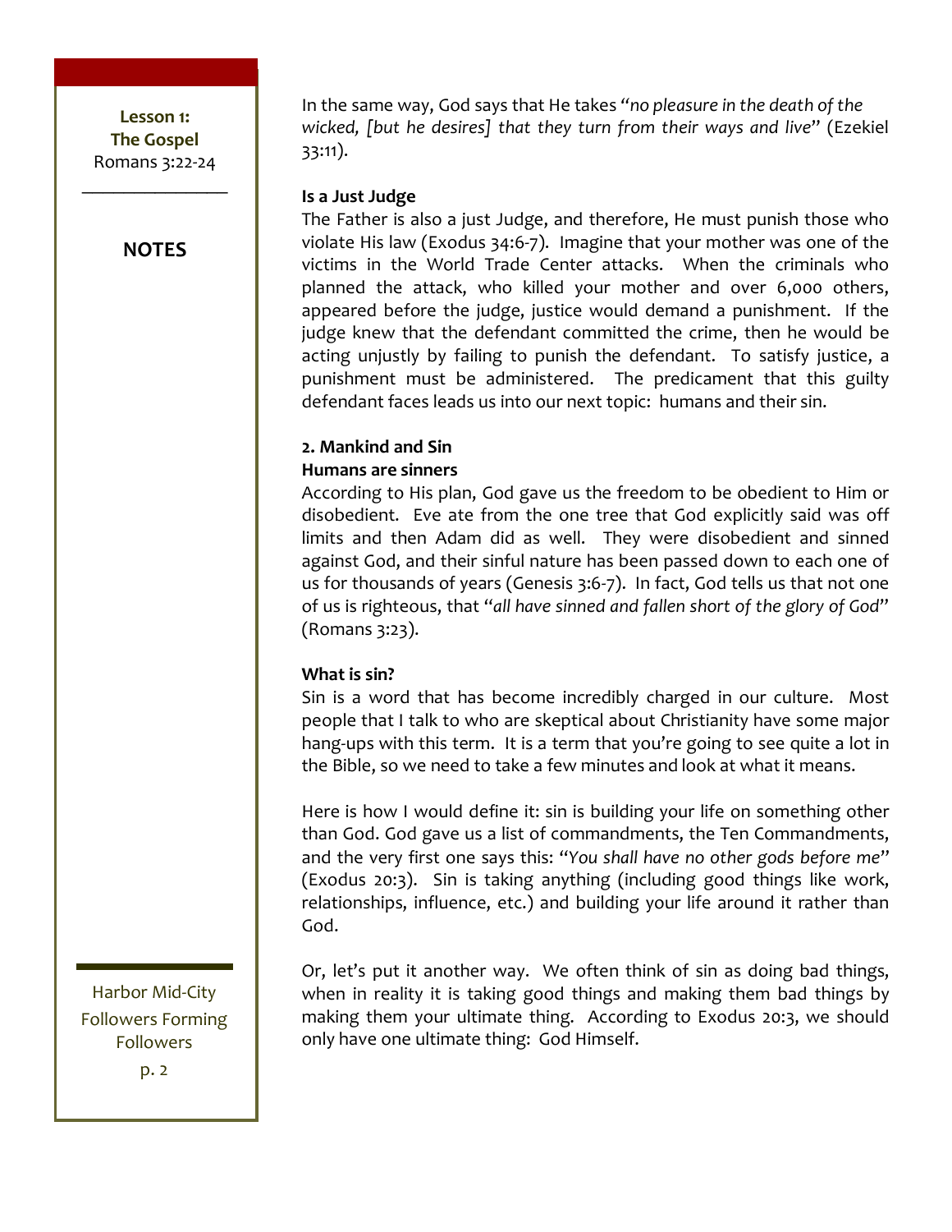In the same way, God says that He takes "*no pleasure in the death of the wicked, [but he desires] that they turn from their ways and live*" (Ezekiel 33:11).

**Is a Just Judge**

The Father is also a just Judge, and therefore, He must punish those who violate His law (Exodus 34:6-7). Imagine that your mother was one of the victims in the World Trade Center attacks. When the criminals who planned the attack, who killed your mother and over 6,000 others, appeared before the judge, justice would demand a punishment. If the judge knew that the defendant committed the crime, then he would be acting unjustly by failing to punish the defendant. To satisfy justice, a punishment must be administered. The predicament that this guilty defendant faces leads us into our next topic: humans and their sin.

**2. Mankind and Sin**

**Humans are sinners**

According to His plan, God gave us the freedom to be obedient to Him or disobedient. Eve ate from the one tree that God explicitly said was off limits and then Adam did as well. They were disobedient and sinned against God, and their sinful nature has been passed down to each one of us for thousands of years (Genesis 3:6-7). In fact, God tells us that not one of us is righteous, that "*all have sinned and fallen short of the glory of God*" (Romans 3:23).

**What is sin?**

Sin is a word that has become incredibly charged in our culture. Most people that I talk to who are skeptical about Christianity have some major hang-ups with this term. It is a term that you're going to see quite a lot in the Bible, so we need to take a few minutes and look at what it means.

Here is how I would define it: sin is building your life on something other than God. God gave us a list of commandments, the Ten Commandments, and the very first one says this: "*You shall have no other gods before me*" (Exodus 20:3). Sin is taking anything (including good things like work, relationships, influence, etc.) and building your life around it rather than God.

Or, let's put it another way. We often think of sin as doing bad things, when in reality it is taking good things and making them bad things by making them your ultimate thing. According to Exodus 20:3, we should only have one ultimate thing: God Himself.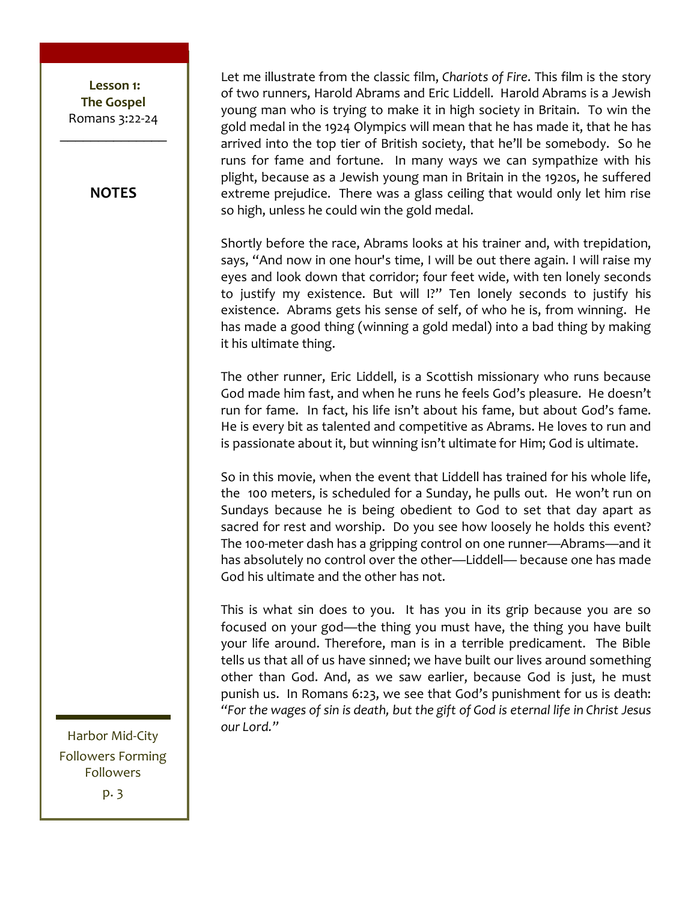Let me illustrate from the classic film, *Chariots of Fire*. This film is the story of two runners, Harold Abrams and Eric Liddell. Harold Abrams is a Jewish young man who is trying to make it in high society in Britain. To win the gold medal in the 1924 Olympics will mean that he has made it, that he has arrived into the top tier of British society, that he'll be somebody. So he runs for fame and fortune. In many ways we can sympathize with his plight, because as a Jewish young man in Britain in the 1920s, he suffered extreme prejudice. There was a glass ceiling that would only let him rise so high, unless he could win the gold medal.

Shortly before the race, Abrams looks at his trainer and, with trepidation, says, "And now in one hour's time, I will be out there again. I will raise my eyes and look down that corridor; four feet wide, with ten lonely seconds to justify my existence. But will I?" Ten lonely seconds to justify his existence. Abrams gets his sense of self, of who he is, from winning. He has made a good thing (winning a gold medal) into a bad thing by making it his ultimate thing.

The other runner, Eric Liddell, is a Scottish missionary who runs because God made him fast, and when he runs he feels God's pleasure. He doesn't run for fame. In fact, his life isn't about his fame, but about God's fame. He is every bit as talented and competitive as Abrams. He loves to run and is passionate about it, but winning isn't ultimate for Him; God is ultimate.

So in this movie, when the event that Liddell has trained for his whole life, the 100 meters, is scheduled for a Sunday, he pulls out. He won't run on Sundays because he is being obedient to God to set that day apart as sacred for rest and worship. Do you see how loosely he holds this event? The 100-meter dash has a gripping control on one runner—Abrams—and it has absolutely no control over the other—Liddell— because one has made God his ultimate and the other has not.

This is what sin does to you. It has you in its grip because you are so focused on your god—the thing you must have, the thing you have built your life around. Therefore, man is in a terrible predicament. The Bible tells us that all of us have sinned; we have built our lives around something other than God. And, as we saw earlier, because God is just, he must punish us. In Romans 6:23, we see that God's punishment for us is death: *"For the wages of sin is death, but the gift of God is eternal life in Christ Jesus our Lord."*

**NOTES**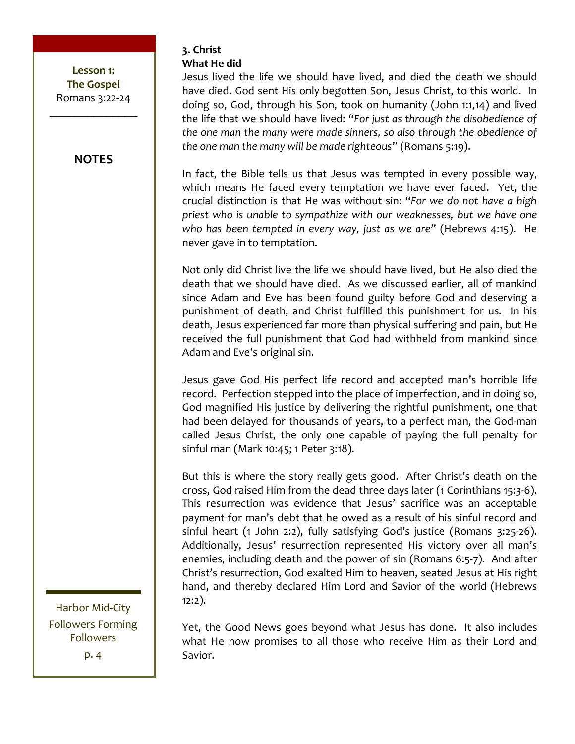**3. Christ**
**What He did**

Jesus lived the life we should have lived, and died the death we should have died. God sent His only begotten Son, Jesus Christ, to this world. In doing so, God, through his Son, took on humanity (John 1:1,14) and lived the life that we should have lived: "*For just as through the disobedience of the one man the many were made sinners, so also through the obedience of the one man the many will be made righteous*" (Romans 5:19).

In fact, the Bible tells us that Jesus was tempted in every possible way, which means He faced every temptation we have ever faced. Yet, the crucial distinction is that He was without sin: "*For we do not have a high priest who is unable to sympathize with our weaknesses, but we have one who has been tempted in every way, just as we are*" (Hebrews 4:15). He never gave in to temptation.

Not only did Christ live the life we should have lived, but He also died the death that we should have died. As we discussed earlier, all of mankind since Adam and Eve has been found guilty before God and deserving a punishment of death, and Christ fulfilled this punishment for us. In his death, Jesus experienced far more than physical suffering and pain, but He received the full punishment that God had withheld from mankind since Adam and Eve's original sin.

Jesus gave God His perfect life record and accepted man's horrible life record. Perfection stepped into the place of imperfection, and in doing so, God magnified His justice by delivering the rightful punishment, one that had been delayed for thousands of years, to a perfect man, the God-man called Jesus Christ, the only one capable of paying the full penalty for sinful man (Mark 10:45; 1 Peter 3:18).

But this is where the story really gets good. After Christ's death on the cross, God raised Him from the dead three days later (1 Corinthians 15:3-6). This resurrection was evidence that Jesus' sacrifice was an acceptable payment for man's debt that he owed as a result of his sinful record and sinful heart (1 John 2:2), fully satisfying God's justice (Romans 3:25-26). Additionally, Jesus' resurrection represented His victory over all man's enemies, including death and the power of sin (Romans 6:5-7). And after Christ's resurrection, God exalted Him to heaven, seated Jesus at His right hand, and thereby declared Him Lord and Savior of the world (Hebrews 12:2).

Yet, the Good News goes beyond what Jesus has done. It also includes what He now promises to all those who receive Him as their Lord and Savior.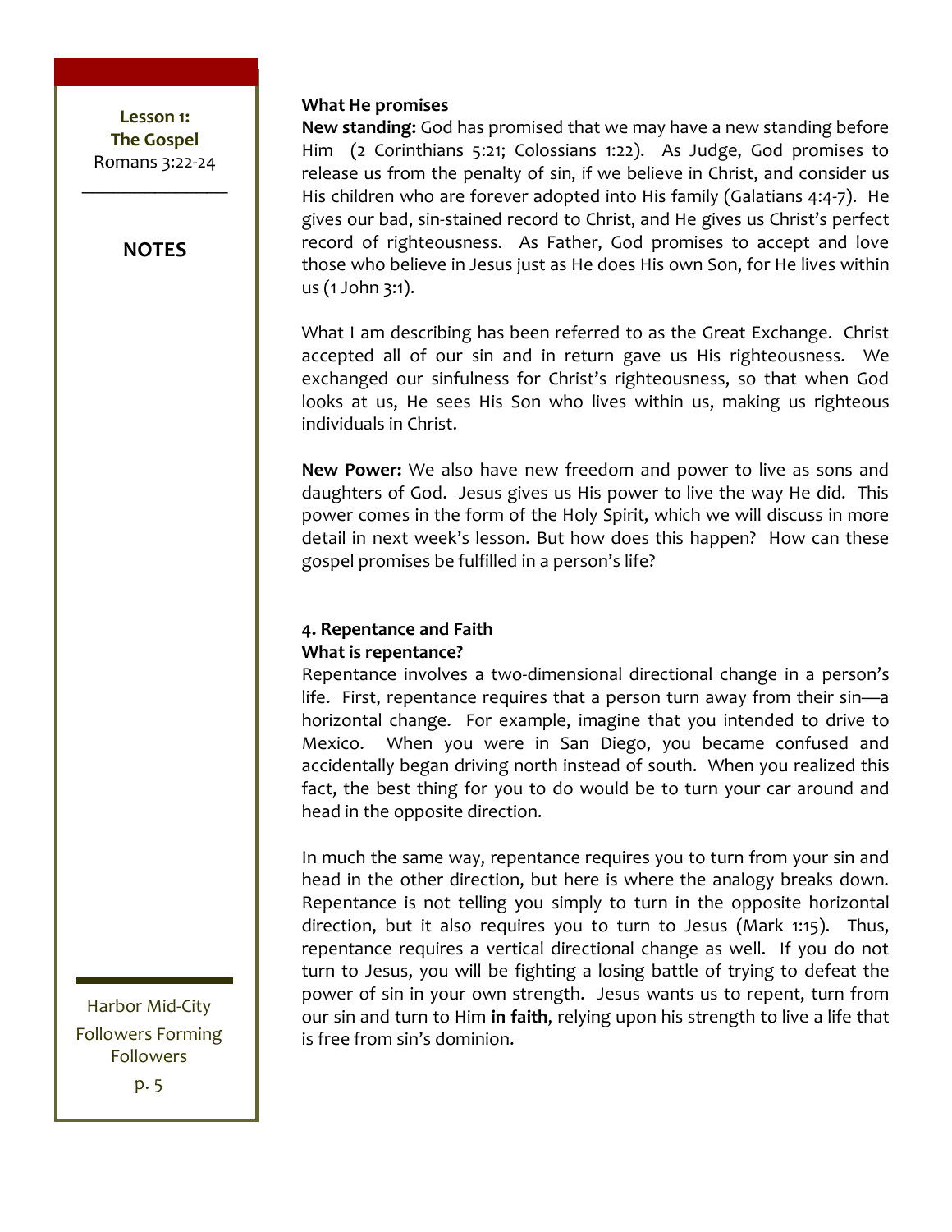**What He promises**

**New standing:** God has promised that we may have a new standing before Him (2 Corinthians 5:21; Colossians 1:22). As Judge, God promises to release us from the penalty of sin, if we believe in Christ, and consider us His children who are forever adopted into His family (Galatians 4:4-7). He gives our bad, sin-stained record to Christ, and He gives us Christ's perfect record of righteousness. As Father, God promises to accept and love those who believe in Jesus just as He does His own Son, for He lives within us (1 John 3:1).

What I am describing has been referred to as the Great Exchange. Christ accepted all of our sin and in return gave us His righteousness. We exchanged our sinfulness for Christ's righteousness, so that when God looks at us, He sees His Son who lives within us, making us righteous individuals in Christ.

**New Power:** We also have new freedom and power to live as sons and daughters of God. Jesus gives us His power to live the way He did. This power comes in the form of the Holy Spirit, which we will discuss in more detail in next week's lesson. But how does this happen? How can these gospel promises be fulfilled in a person's life?

### 4. Repentance and Faith

**What is repentance?**

Repentance involves a two-dimensional directional change in a person's life. First, repentance requires that a person turn away from their sin—a horizontal change. For example, imagine that you intended to drive to Mexico. When you were in San Diego, you became confused and accidentally began driving north instead of south. When you realized this fact, the best thing for you to do would be to turn your car around and head in the opposite direction.

In much the same way, repentance requires you to turn from your sin and head in the other direction, but here is where the analogy breaks down. Repentance is not telling you simply to turn in the opposite horizontal direction, but it also requires you to turn to Jesus (Mark 1:15). Thus, repentance requires a vertical directional change as well. If you do not turn to Jesus, you will be fighting a losing battle of trying to defeat the power of sin in your own strength. Jesus wants us to repent, turn from our sin and turn to Him **in faith**, relying upon his strength to live a life that is free from sin's dominion.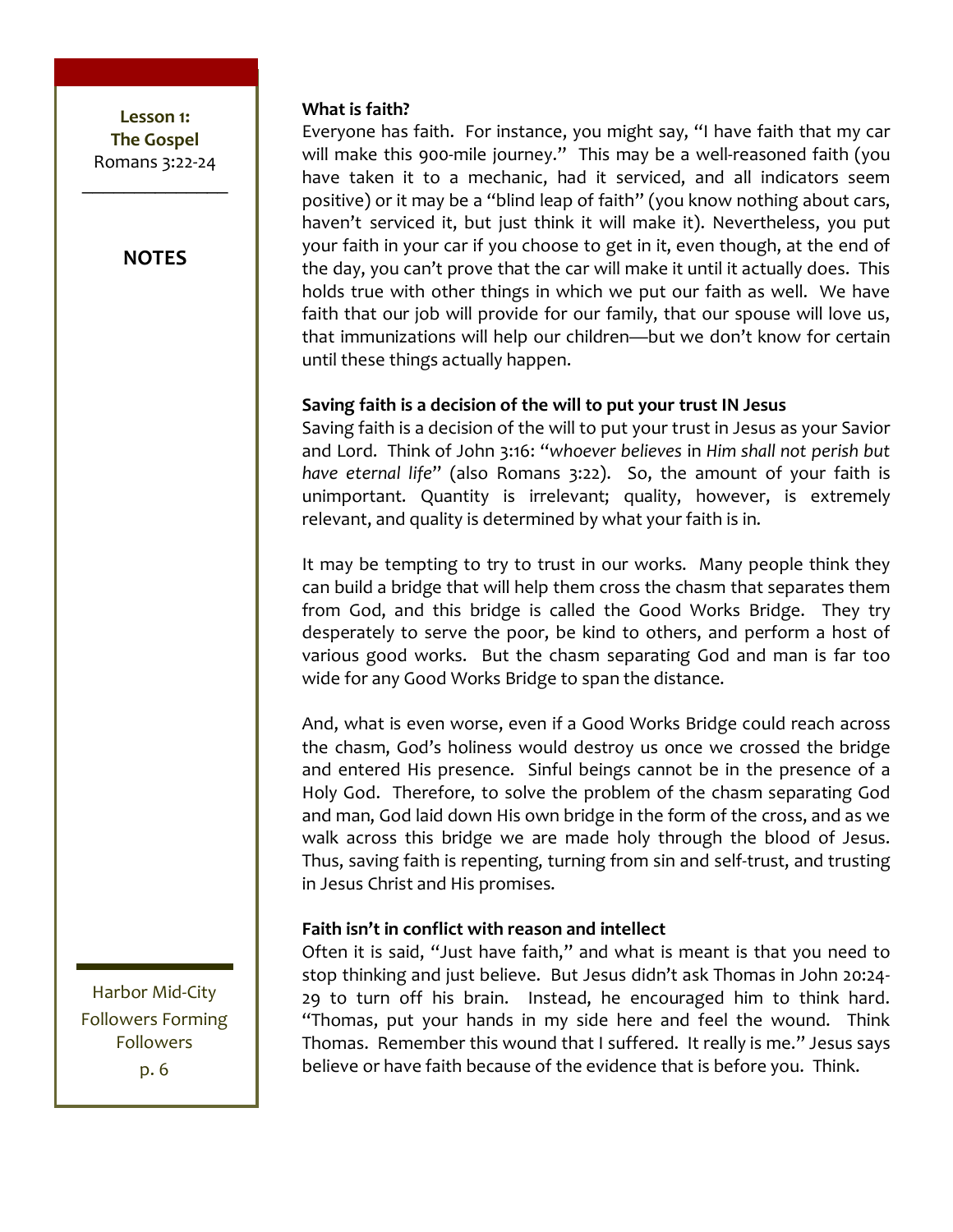**Lesson 1: The Gospel**
Romans 3:22-24

**NOTES**

### What is faith?

Everyone has faith. For instance, you might say, "I have faith that my car will make this 900-mile journey." This may be a well-reasoned faith (you have taken it to a mechanic, had it serviced, and all indicators seem positive) or it may be a "blind leap of faith" (you know nothing about cars, haven't serviced it, but just think it will make it). Nevertheless, you put your faith in your car if you choose to get in it, even though, at the end of the day, you can't prove that the car will make it until it actually does. This holds true with other things in which we put our faith as well. We have faith that our job will provide for our family, that our spouse will love us, that immunizations will help our children—but we don't know for certain until these things actually happen.

### Saving faith is a decision of the will to put your trust IN Jesus

Saving faith is a decision of the will to put your trust in Jesus as your Savior and Lord. Think of John 3:16: "*whoever believes* in *Him shall not perish but have eternal life*" (also Romans 3:22). So, the amount of your faith is unimportant. Quantity is irrelevant; quality, however, is extremely relevant, and quality is determined by what your faith is in.

It may be tempting to try to trust in our works. Many people think they can build a bridge that will help them cross the chasm that separates them from God, and this bridge is called the Good Works Bridge. They try desperately to serve the poor, be kind to others, and perform a host of various good works. But the chasm separating God and man is far too wide for any Good Works Bridge to span the distance.

And, what is even worse, even if a Good Works Bridge could reach across the chasm, God's holiness would destroy us once we crossed the bridge and entered His presence. Sinful beings cannot be in the presence of a Holy God. Therefore, to solve the problem of the chasm separating God and man, God laid down His own bridge in the form of the cross, and as we walk across this bridge we are made holy through the blood of Jesus. Thus, saving faith is repenting, turning from sin and self-trust, and trusting in Jesus Christ and His promises.

### Faith isn't in conflict with reason and intellect

Often it is said, "Just have faith," and what is meant is that you need to stop thinking and just believe. But Jesus didn't ask Thomas in John 20:24-29 to turn off his brain. Instead, he encouraged him to think hard. "Thomas, put your hands in my side here and feel the wound. Think Thomas. Remember this wound that I suffered. It really is me." Jesus says believe or have faith because of the evidence that is before you. Think.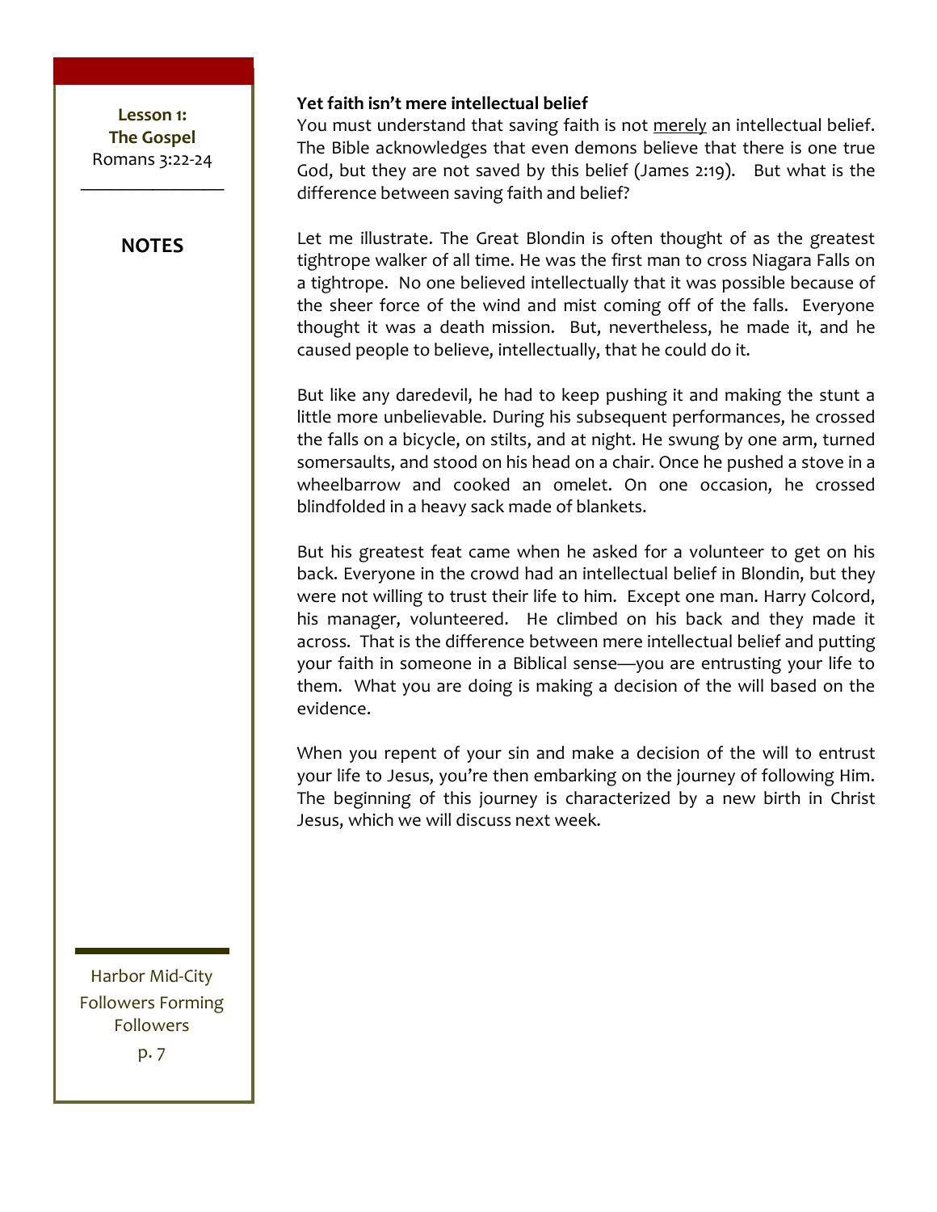**Yet faith isn't mere intellectual belief**

You must understand that saving faith is not merely an intellectual belief. The Bible acknowledges that even demons believe that there is one true God, but they are not saved by this belief (James 2:19). But what is the difference between saving faith and belief?

Let me illustrate. The Great Blondin is often thought of as the greatest tightrope walker of all time. He was the first man to cross Niagara Falls on a tightrope. No one believed intellectually that it was possible because of the sheer force of the wind and mist coming off of the falls. Everyone thought it was a death mission. But, nevertheless, he made it, and he caused people to believe, intellectually, that he could do it.

But like any daredevil, he had to keep pushing it and making the stunt a little more unbelievable. During his subsequent performances, he crossed the falls on a bicycle, on stilts, and at night. He swung by one arm, turned somersaults, and stood on his head on a chair. Once he pushed a stove in a wheelbarrow and cooked an omelet. On one occasion, he crossed blindfolded in a heavy sack made of blankets.

But his greatest feat came when he asked for a volunteer to get on his back. Everyone in the crowd had an intellectual belief in Blondin, but they were not willing to trust their life to him. Except one man. Harry Colcord, his manager, volunteered. He climbed on his back and they made it across. That is the difference between mere intellectual belief and putting your faith in someone in a Biblical sense—you are entrusting your life to them. What you are doing is making a decision of the will based on the evidence.

When you repent of your sin and make a decision of the will to entrust your life to Jesus, you're then embarking on the journey of following Him. The beginning of this journey is characterized by a new birth in Christ Jesus, which we will discuss next week.

**NOTES**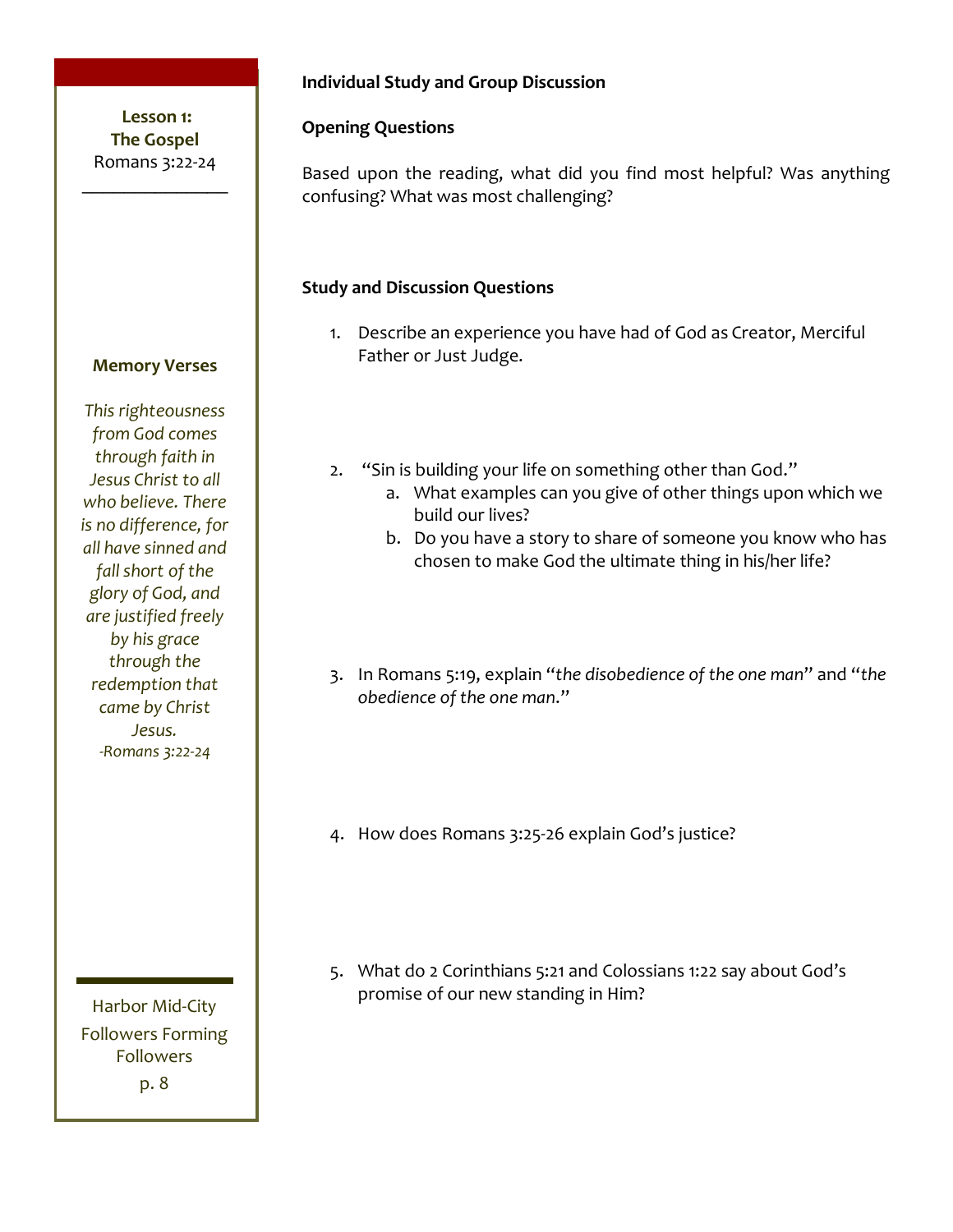**Lesson 1:**
**The Gospel**
Romans 3:22-24

**Memory Verses**

*This righteousness from God comes through faith in Jesus Christ to all who believe. There is no difference, for all have sinned and fall short of the glory of God, and are justified freely by his grace through the redemption that came by Christ Jesus.*
*-Romans 3:22-24*

Harbor Mid-City
Followers Forming Followers

**Individual Study and Group Discussion**

**Opening Questions**

Based upon the reading, what did you find most helpful? Was anything confusing? What was most challenging?

**Study and Discussion Questions**

1. Describe an experience you have had of God as Creator, Merciful Father or Just Judge.

2. "Sin is building your life on something other than God."
   a. What examples can you give of other things upon which we build our lives?
   b. Do you have a story to share of someone you know who has chosen to make God the ultimate thing in his/her life?

3. In Romans 5:19, explain "*the disobedience of the one man*" and "*the obedience of the one man*."

4. How does Romans 3:25-26 explain God's justice?

5. What do 2 Corinthians 5:21 and Colossians 1:22 say about God's promise of our new standing in Him?